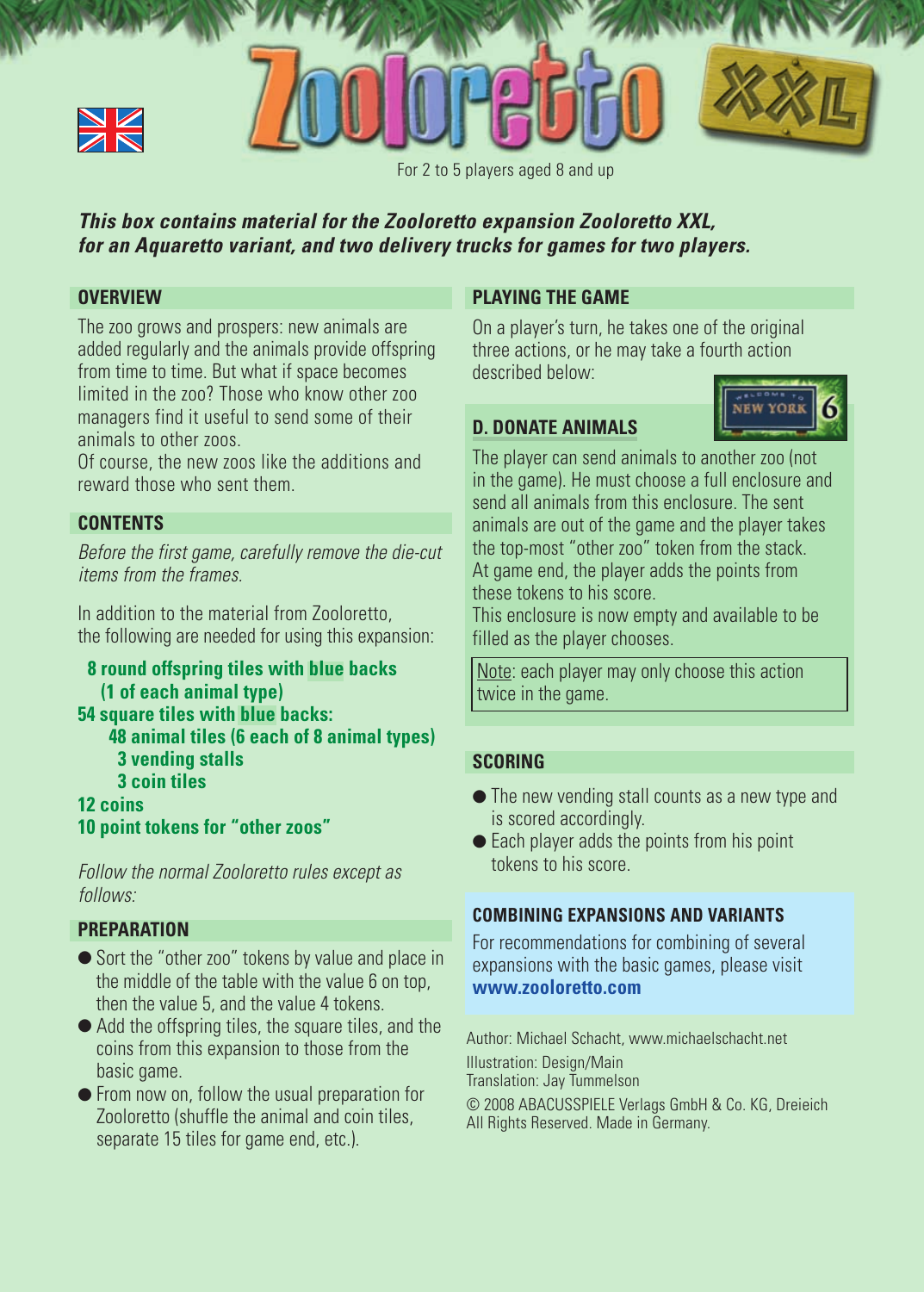# Zooloretto XXL

For 2 to 5 players aged 8 and up

***This box contains material for the Zooloretto expansion Zooloretto XXL, for an Aquaretto variant, and two delivery trucks for games for two players.***

## OVERVIEW

The zoo grows and prospers: new animals are added regularly and the animals provide offspring from time to time. But what if space becomes limited in the zoo? Those who know other zoo managers find it useful to send some of their animals to other zoos.
Of course, the new zoos like the additions and reward those who sent them.

## CONTENTS

*Before the first game, carefully remove the die-cut items from the frames.*

In addition to the material from Zooloretto, the following are needed for using this expansion:

- **8 round offspring tiles with blue backs (1 of each animal type)**
- **54 square tiles with blue backs:**
  - **48 animal tiles (6 each of 8 animal types)**
  - **3 vending stalls**
  - **3 coin tiles**
- **12 coins**
- **10 point tokens for "other zoos"**

*Follow the normal Zooloretto rules except as follows:*

## PREPARATION

- Sort the "other zoo" tokens by value and place in the middle of the table with the value 6 on top, then the value 5, and the value 4 tokens.
- Add the offspring tiles, the square tiles, and the coins from this expansion to those from the basic game.
- From now on, follow the usual preparation for Zooloretto (shuffle the animal and coin tiles, separate 15 tiles for game end, etc.).

## PLAYING THE GAME

On a player's turn, he takes one of the original three actions, or he may take a fourth action described below:

### D. DONATE ANIMALS

The player can send animals to another zoo (not in the game). He must choose a full enclosure and send all animals from this enclosure. The sent animals are out of the game and the player takes the top-most "other zoo" token from the stack. At game end, the player adds the points from these tokens to his score.
This enclosure is now empty and available to be filled as the player chooses.

Note: each player may only choose this action twice in the game.

## SCORING

- The new vending stall counts as a new type and is scored accordingly.
- Each player adds the points from his point tokens to his score.

## COMBINING EXPANSIONS AND VARIANTS

For recommendations for combining of several expansions with the basic games, please visit **www.zooloretto.com**

Author: Michael Schacht, www.michaelschacht.net
Illustration: Design/Main
Translation: Jay Tummelson
© 2008 ABACUSSPIELE Verlags GmbH & Co. KG, Dreieich
All Rights Reserved. Made in Germany.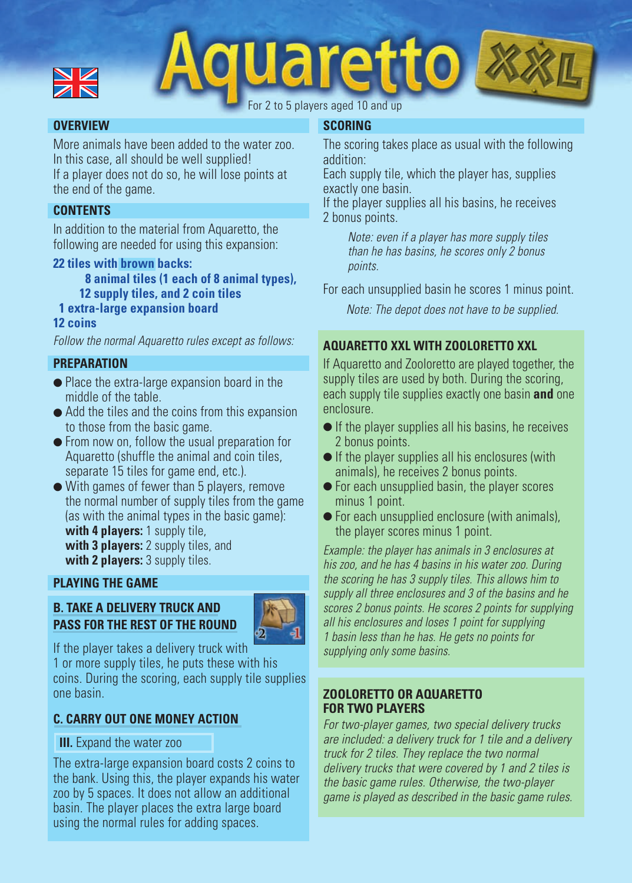# Aquaretto XXL

For 2 to 5 players aged 10 and up

## OVERVIEW

More animals have been added to the water zoo. In this case, all should be well supplied!
If a player does not do so, he will lose points at the end of the game.

## CONTENTS

In addition to the material from Aquaretto, the following are needed for using this expansion:

**22 tiles with brown backs:**
**8 animal tiles (1 each of 8 animal types),**
**12 supply tiles, and 2 coin tiles**
**1 extra-large expansion board**
**12 coins**

*Follow the normal Aquaretto rules except as follows:*

## PREPARATION

- Place the extra-large expansion board in the middle of the table.
- Add the tiles and the coins from this expansion to those from the basic game.
- From now on, follow the usual preparation for Aquaretto (shuffle the animal and coin tiles, separate 15 tiles for game end, etc.).
- With games of fewer than 5 players, remove the normal number of supply tiles from the game (as with the animal types in the basic game):
  **with 4 players:** 1 supply tile,
  **with 3 players:** 2 supply tiles, and
  **with 2 players:** 3 supply tiles.

## PLAYING THE GAME

### B. TAKE A DELIVERY TRUCK AND PASS FOR THE REST OF THE ROUND

+2 -1

If the player takes a delivery truck with 1 or more supply tiles, he puts these with his coins. During the scoring, each supply tile supplies one basin.

### C. CARRY OUT ONE MONEY ACTION

**III.** Expand the water zoo

The extra-large expansion board costs 2 coins to the bank. Using this, the player expands his water zoo by 5 spaces. It does not allow an additional basin. The player places the extra large board using the normal rules for adding spaces.

## SCORING

The scoring takes place as usual with the following addition:
Each supply tile, which the player has, supplies exactly one basin.
If the player supplies all his basins, he receives 2 bonus points.

*Note: even if a player has more supply tiles than he has basins, he scores only 2 bonus points.*

For each unsupplied basin he scores 1 minus point.

*Note: The depot does not have to be supplied.*

## AQUARETTO XXL WITH ZOOLORETTO XXL

If Aquaretto and Zooloretto are played together, the supply tiles are used by both. During the scoring, each supply tile supplies exactly one basin **and** one enclosure.

- If the player supplies all his basins, he receives 2 bonus points.
- If the player supplies all his enclosures (with animals), he receives 2 bonus points.
- For each unsupplied basin, the player scores minus 1 point.
- For each unsupplied enclosure (with animals), the player scores minus 1 point.

*Example: the player has animals in 3 enclosures at his zoo, and he has 4 basins in his water zoo. During the scoring he has 3 supply tiles. This allows him to supply all three enclosures and 3 of the basins and he scores 2 bonus points. He scores 2 points for supplying all his enclosures and loses 1 point for supplying 1 basin less than he has. He gets no points for supplying only some basins.*

## ZOOLORETTO OR AQUARETTO FOR TWO PLAYERS

*For two-player games, two special delivery trucks are included: a delivery truck for 1 tile and a delivery truck for 2 tiles. They replace the two normal delivery trucks that were covered by 1 and 2 tiles is the basic game rules. Otherwise, the two-player game is played as described in the basic game rules.*